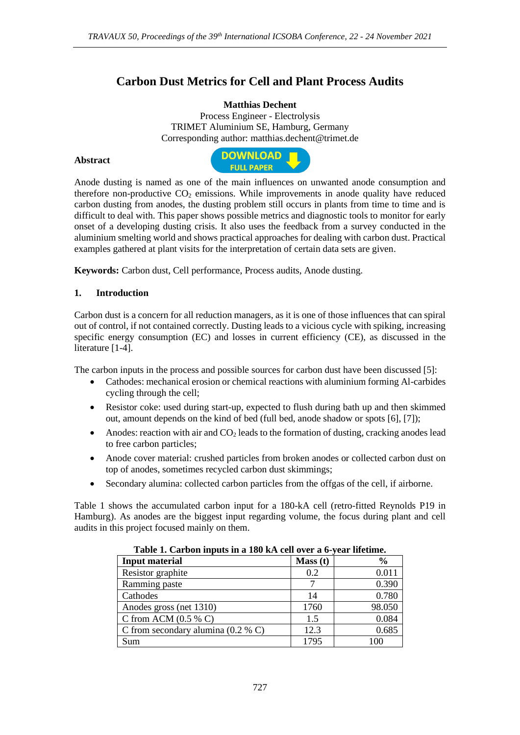# Carbon Dust Metrics for Cell and Plant Process Audits

**Matthias Dechent**
Process Engineer - Electrolysis
TRIMET Aluminium SE, Hamburg, Germany
Corresponding author: matthias.dechent@trimet.de

## Abstract

Anode dusting is named as one of the main influences on unwanted anode consumption and therefore non-productive $CO_2$ emissions. While improvements in anode quality have reduced carbon dusting from anodes, the dusting problem still occurs in plants from time to time and is difficult to deal with. This paper shows possible metrics and diagnostic tools to monitor for early onset of a developing dusting crisis. It also uses the feedback from a survey conducted in the aluminium smelting world and shows practical approaches for dealing with carbon dust. Practical examples gathered at plant visits for the interpretation of certain data sets are given.

**Keywords:** Carbon dust, Cell performance, Process audits, Anode dusting.

## 1. Introduction

Carbon dust is a concern for all reduction managers, as it is one of those influences that can spiral out of control, if not contained correctly. Dusting leads to a vicious cycle with spiking, increasing specific energy consumption (EC) and losses in current efficiency (CE), as discussed in the literature [1-4].

The carbon inputs in the process and possible sources for carbon dust have been discussed [5]:

- Cathodes: mechanical erosion or chemical reactions with aluminium forming Al-carbides cycling through the cell;
- Resistor coke: used during start-up, expected to flush during bath up and then skimmed out, amount depends on the kind of bed (full bed, anode shadow or spots [6], [7]);
- Anodes: reaction with air and $CO_2$ leads to the formation of dusting, cracking anodes lead to free carbon particles;
- Anode cover material: crushed particles from broken anodes or collected carbon dust on top of anodes, sometimes recycled carbon dust skimmings;
- Secondary alumina: collected carbon particles from the offgas of the cell, if airborne.

Table 1 shows the accumulated carbon input for a 180-kA cell (retro-fitted Reynolds P19 in Hamburg). As anodes are the biggest input regarding volume, the focus during plant and cell audits in this project focused mainly on them.

**Table 1. Carbon inputs in a 180 kA cell over a 6-year lifetime.**

| Input material | Mass (t) | % |
|---|---|---|
| Resistor graphite | 0.2 | 0.011 |
| Ramming paste | 7 | 0.390 |
| Cathodes | 14 | 0.780 |
| Anodes gross (net 1310) | 1760 | 98.050 |
| C from ACM (0.5 % C) | 1.5 | 0.084 |
| C from secondary alumina (0.2 % C) | 12.3 | 0.685 |
| Sum | 1795 | 100 |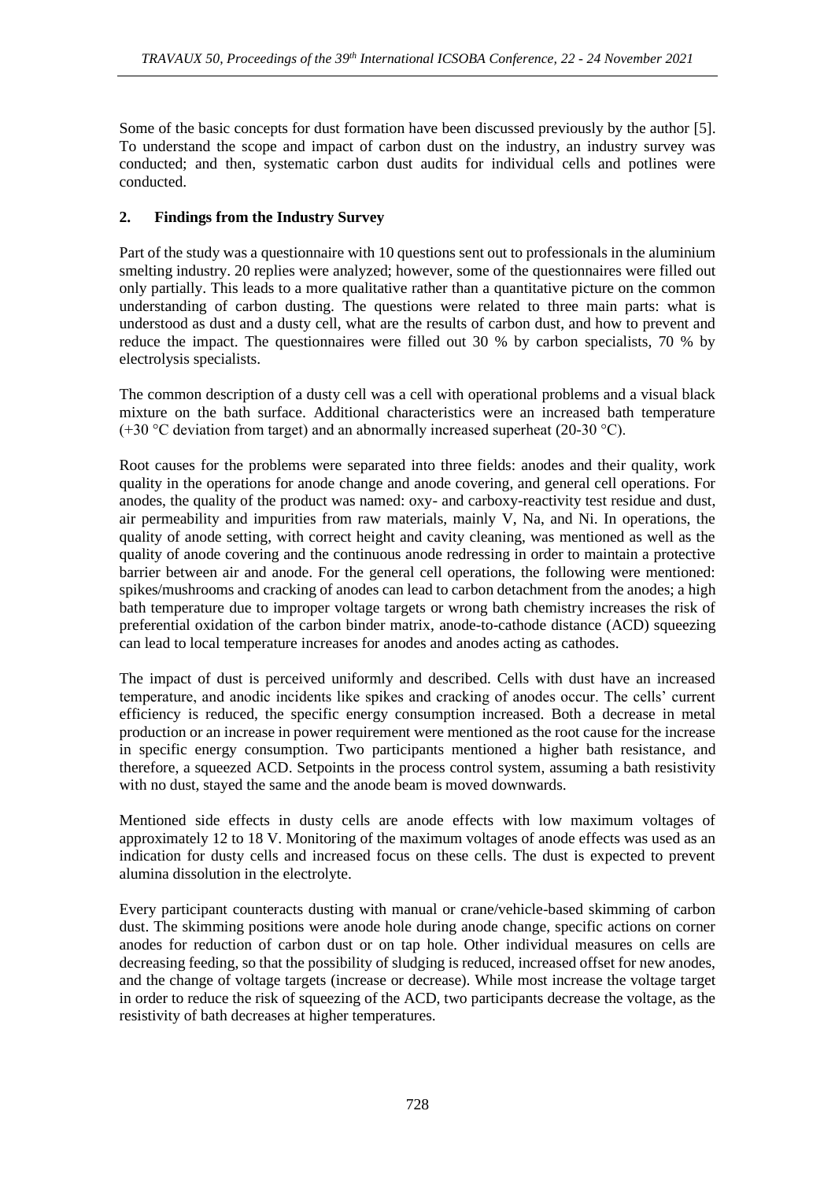Some of the basic concepts for dust formation have been discussed previously by the author [5]. To understand the scope and impact of carbon dust on the industry, an industry survey was conducted; and then, systematic carbon dust audits for individual cells and potlines were conducted.

## 2. Findings from the Industry Survey

Part of the study was a questionnaire with 10 questions sent out to professionals in the aluminium smelting industry. 20 replies were analyzed; however, some of the questionnaires were filled out only partially. This leads to a more qualitative rather than a quantitative picture on the common understanding of carbon dusting. The questions were related to three main parts: what is understood as dust and a dusty cell, what are the results of carbon dust, and how to prevent and reduce the impact. The questionnaires were filled out 30 % by carbon specialists, 70 % by electrolysis specialists.

The common description of a dusty cell was a cell with operational problems and a visual black mixture on the bath surface. Additional characteristics were an increased bath temperature (+30 °C deviation from target) and an abnormally increased superheat (20-30 °C).

Root causes for the problems were separated into three fields: anodes and their quality, work quality in the operations for anode change and anode covering, and general cell operations. For anodes, the quality of the product was named: oxy- and carboxy-reactivity test residue and dust, air permeability and impurities from raw materials, mainly V, Na, and Ni. In operations, the quality of anode setting, with correct height and cavity cleaning, was mentioned as well as the quality of anode covering and the continuous anode redressing in order to maintain a protective barrier between air and anode. For the general cell operations, the following were mentioned: spikes/mushrooms and cracking of anodes can lead to carbon detachment from the anodes; a high bath temperature due to improper voltage targets or wrong bath chemistry increases the risk of preferential oxidation of the carbon binder matrix, anode-to-cathode distance (ACD) squeezing can lead to local temperature increases for anodes and anodes acting as cathodes.

The impact of dust is perceived uniformly and described. Cells with dust have an increased temperature, and anodic incidents like spikes and cracking of anodes occur. The cells' current efficiency is reduced, the specific energy consumption increased. Both a decrease in metal production or an increase in power requirement were mentioned as the root cause for the increase in specific energy consumption. Two participants mentioned a higher bath resistance, and therefore, a squeezed ACD. Setpoints in the process control system, assuming a bath resistivity with no dust, stayed the same and the anode beam is moved downwards.

Mentioned side effects in dusty cells are anode effects with low maximum voltages of approximately 12 to 18 V. Monitoring of the maximum voltages of anode effects was used as an indication for dusty cells and increased focus on these cells. The dust is expected to prevent alumina dissolution in the electrolyte.

Every participant counteracts dusting with manual or crane/vehicle-based skimming of carbon dust. The skimming positions were anode hole during anode change, specific actions on corner anodes for reduction of carbon dust or on tap hole. Other individual measures on cells are decreasing feeding, so that the possibility of sludging is reduced, increased offset for new anodes, and the change of voltage targets (increase or decrease). While most increase the voltage target in order to reduce the risk of squeezing of the ACD, two participants decrease the voltage, as the resistivity of bath decreases at higher temperatures.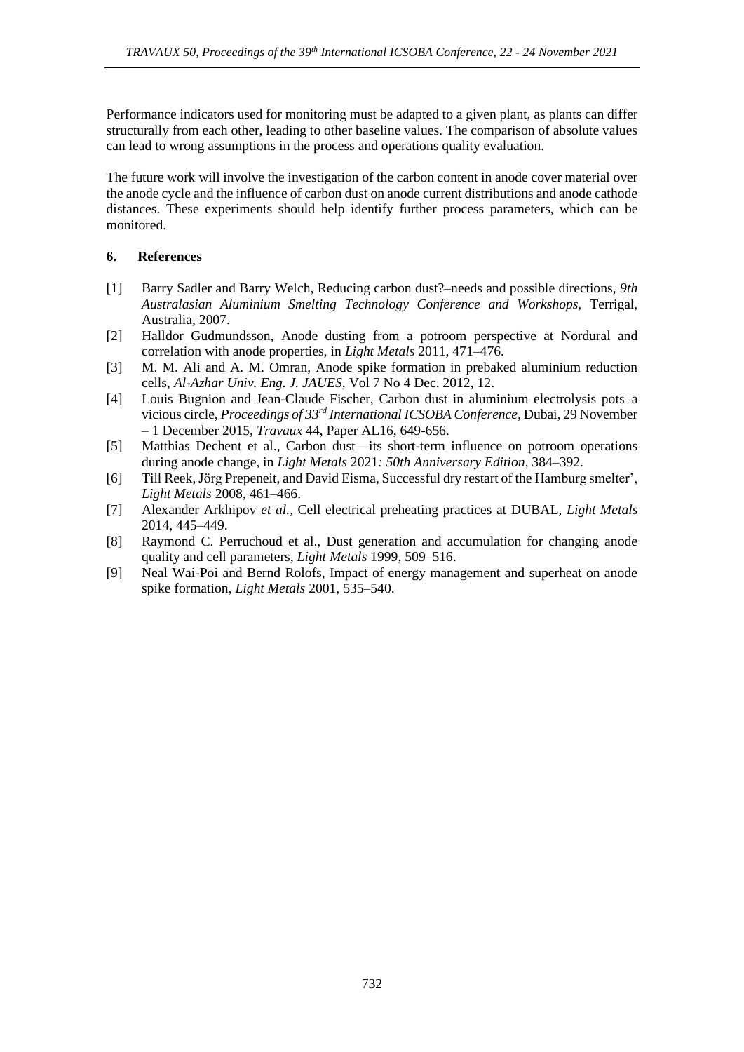Performance indicators used for monitoring must be adapted to a given plant, as plants can differ structurally from each other, leading to other baseline values. The comparison of absolute values can lead to wrong assumptions in the process and operations quality evaluation.

The future work will involve the investigation of the carbon content in anode cover material over the anode cycle and the influence of carbon dust on anode current distributions and anode cathode distances. These experiments should help identify further process parameters, which can be monitored.

## 6. References

[1] Barry Sadler and Barry Welch, Reducing carbon dust?–needs and possible directions, *9th Australasian Aluminium Smelting Technology Conference and Workshops,* Terrigal, Australia, 2007.

[2] Halldor Gudmundsson, Anode dusting from a potroom perspective at Nordural and correlation with anode properties, in *Light Metals* 2011, 471–476.

[3] M. M. Ali and A. M. Omran, Anode spike formation in prebaked aluminium reduction cells, *Al-Azhar Univ. Eng. J. JAUES,* Vol 7 No 4 Dec. 2012, 12.

[4] Louis Bugnion and Jean-Claude Fischer, Carbon dust in aluminium electrolysis pots–a vicious circle, *Proceedings of 33rd International ICSOBA Conference*, Dubai, 29 November – 1 December 2015, *Travaux* 44, Paper AL16, 649-656.

[5] Matthias Dechent et al., Carbon dust—its short-term influence on potroom operations during anode change, in *Light Metals* 2021*: 50th Anniversary Edition*, 384–392.

[6] Till Reek, Jörg Prepeneit, and David Eisma, Successful dry restart of the Hamburg smelter', *Light Metals* 2008, 461–466.

[7] Alexander Arkhipov *et al.*, Cell electrical preheating practices at DUBAL, *Light Metals* 2014, 445–449.

[8] Raymond C. Perruchoud et al., Dust generation and accumulation for changing anode quality and cell parameters, *Light Metals* 1999, 509–516.

[9] Neal Wai-Poi and Bernd Rolofs, Impact of energy management and superheat on anode spike formation, *Light Metals* 2001, 535–540.